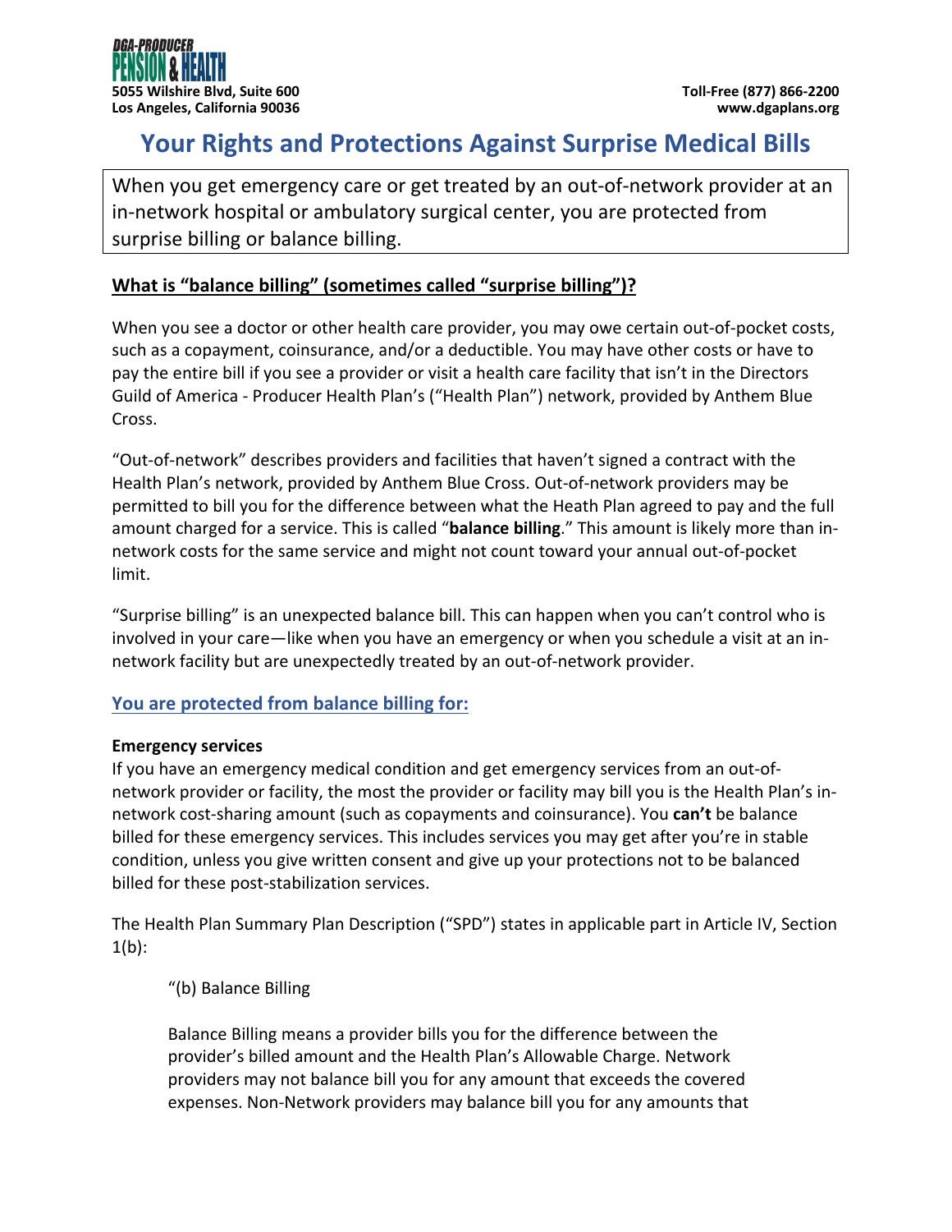DGA-PRODUCER PENSION & HEALTH

5055 Wilshire Blvd, Suite 600
Los Angeles, California 90036

Toll-Free (877) 866-2200
www.dgaplans.org

# Your Rights and Protections Against Surprise Medical Bills

When you get emergency care or get treated by an out-of-network provider at an in-network hospital or ambulatory surgical center, you are protected from surprise billing or balance billing.

## What is "balance billing" (sometimes called "surprise billing")?

When you see a doctor or other health care provider, you may owe certain out-of-pocket costs, such as a copayment, coinsurance, and/or a deductible. You may have other costs or have to pay the entire bill if you see a provider or visit a health care facility that isn't in the Directors Guild of America - Producer Health Plan's ("Health Plan") network, provided by Anthem Blue Cross.

"Out-of-network" describes providers and facilities that haven't signed a contract with the Health Plan's network, provided by Anthem Blue Cross. Out-of-network providers may be permitted to bill you for the difference between what the Heath Plan agreed to pay and the full amount charged for a service. This is called "**balance billing**." This amount is likely more than in-network costs for the same service and might not count toward your annual out-of-pocket limit.

"Surprise billing" is an unexpected balance bill. This can happen when you can't control who is involved in your care—like when you have an emergency or when you schedule a visit at an in-network facility but are unexpectedly treated by an out-of-network provider.

## You are protected from balance billing for:

**Emergency services**

If you have an emergency medical condition and get emergency services from an out-of-network provider or facility, the most the provider or facility may bill you is the Health Plan's in-network cost-sharing amount (such as copayments and coinsurance). You **can't** be balance billed for these emergency services. This includes services you may get after you're in stable condition, unless you give written consent and give up your protections not to be balanced billed for these post-stabilization services.

The Health Plan Summary Plan Description ("SPD") states in applicable part in Article IV, Section 1(b):

> "(b) Balance Billing
>
> Balance Billing means a provider bills you for the difference between the provider's billed amount and the Health Plan's Allowable Charge. Network providers may not balance bill you for any amount that exceeds the covered expenses. Non-Network providers may balance bill you for any amounts that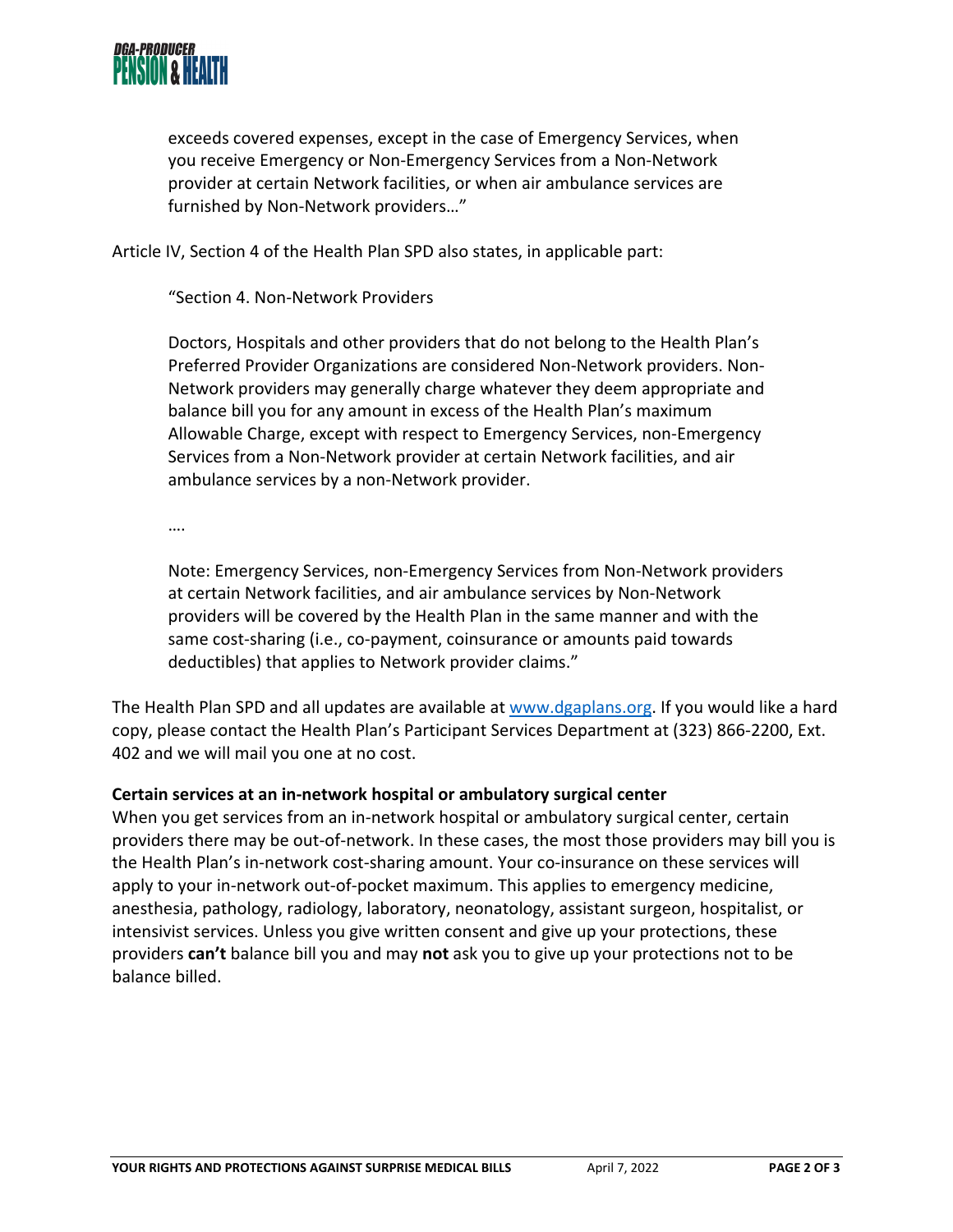> exceeds covered expenses, except in the case of Emergency Services, when you receive Emergency or Non-Emergency Services from a Non-Network provider at certain Network facilities, or when air ambulance services are furnished by Non-Network providers…"

Article IV, Section 4 of the Health Plan SPD also states, in applicable part:

> "Section 4. Non-Network Providers
>
> Doctors, Hospitals and other providers that do not belong to the Health Plan's Preferred Provider Organizations are considered Non-Network providers. Non-Network providers may generally charge whatever they deem appropriate and balance bill you for any amount in excess of the Health Plan's maximum Allowable Charge, except with respect to Emergency Services, non-Emergency Services from a Non-Network provider at certain Network facilities, and air ambulance services by a non-Network provider.
>
> ….
>
> Note: Emergency Services, non-Emergency Services from Non-Network providers at certain Network facilities, and air ambulance services by Non-Network providers will be covered by the Health Plan in the same manner and with the same cost-sharing (i.e., co-payment, coinsurance or amounts paid towards deductibles) that applies to Network provider claims."

The Health Plan SPD and all updates are available at [www.dgaplans.org](http://www.dgaplans.org). If you would like a hard copy, please contact the Health Plan's Participant Services Department at (323) 866-2200, Ext. 402 and we will mail you one at no cost.

**Certain services at an in-network hospital or ambulatory surgical center**

When you get services from an in-network hospital or ambulatory surgical center, certain providers there may be out-of-network. In these cases, the most those providers may bill you is the Health Plan's in-network cost-sharing amount. Your co-insurance on these services will apply to your in-network out-of-pocket maximum. This applies to emergency medicine, anesthesia, pathology, radiology, laboratory, neonatology, assistant surgeon, hospitalist, or intensivist services. Unless you give written consent and give up your protections, these providers **can't** balance bill you and may **not** ask you to give up your protections not to be balance billed.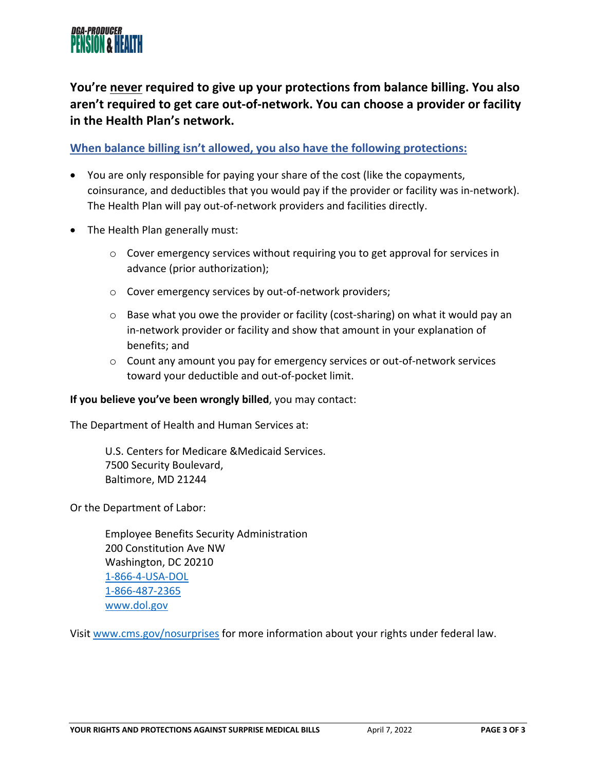**You're never required to give up your protections from balance billing. You also aren't required to get care out-of-network. You can choose a provider or facility in the Health Plan's network.**

**When balance billing isn't allowed, you also have the following protections:**

- You are only responsible for paying your share of the cost (like the copayments, coinsurance, and deductibles that you would pay if the provider or facility was in-network). The Health Plan will pay out-of-network providers and facilities directly.
- The Health Plan generally must:
  - Cover emergency services without requiring you to get approval for services in advance (prior authorization);
  - Cover emergency services by out-of-network providers;
  - Base what you owe the provider or facility (cost-sharing) on what it would pay an in-network provider or facility and show that amount in your explanation of benefits; and
  - Count any amount you pay for emergency services or out-of-network services toward your deductible and out-of-pocket limit.

**If you believe you've been wrongly billed**, you may contact:

The Department of Health and Human Services at:

U.S. Centers for Medicare &Medicaid Services.
7500 Security Boulevard,
Baltimore, MD 21244

Or the Department of Labor:

Employee Benefits Security Administration
200 Constitution Ave NW
Washington, DC 20210
1-866-4-USA-DOL
1-866-487-2365
www.dol.gov

Visit www.cms.gov/nosurprises for more information about your rights under federal law.